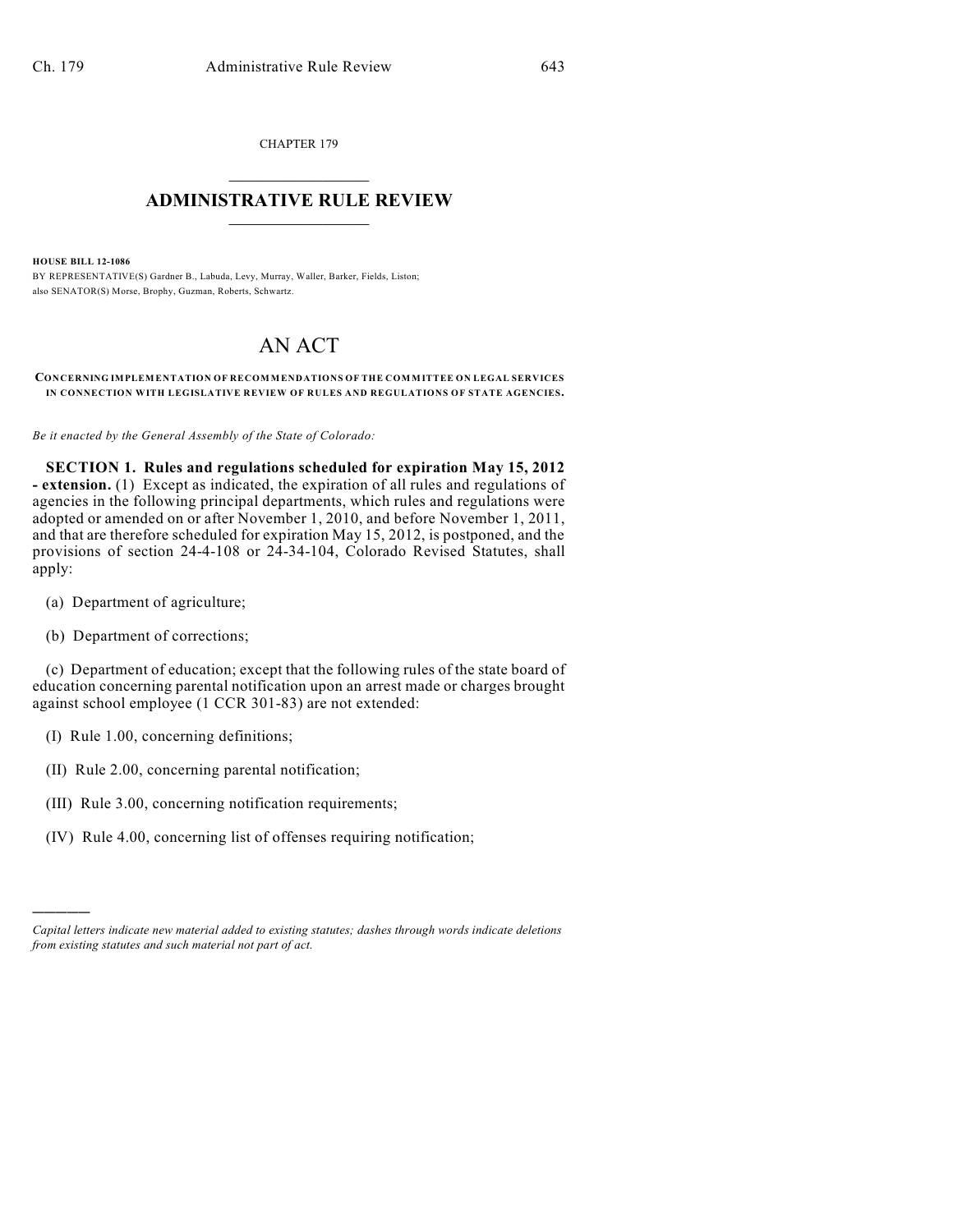CHAPTER 179

# ADMINISTRATIVE RULE REVIEW

**HOUSE BILL 12-1086**

BY REPRESENTATIVE(S) Gardner B., Labuda, Levy, Murray, Waller, Barker, Fields, Liston; also SENATOR(S) Morse, Brophy, Guzman, Roberts, Schwartz.

# AN ACT

**CONCERNING IMPLEMENTATION OF RECOMMENDATIONS OF THE COMMITTEE ON LEGAL SERVICES IN CONNECTION WITH LEGISLATIVE REVIEW OF RULES AND REGULATIONS OF STATE AGENCIES.**

*Be it enacted by the General Assembly of the State of Colorado:*

**SECTION 1. Rules and regulations scheduled for expiration May 15, 2012 - extension.** (1) Except as indicated, the expiration of all rules and regulations of agencies in the following principal departments, which rules and regulations were adopted or amended on or after November 1, 2010, and before November 1, 2011, and that are therefore scheduled for expiration May 15, 2012, is postponed, and the provisions of section 24-4-108 or 24-34-104, Colorado Revised Statutes, shall apply:

(a) Department of agriculture;

(b) Department of corrections;

(c) Department of education; except that the following rules of the state board of education concerning parental notification upon an arrest made or charges brought against school employee (1 CCR 301-83) are not extended:

(I) Rule 1.00, concerning definitions;

(II) Rule 2.00, concerning parental notification;

(III) Rule 3.00, concerning notification requirements;

(IV) Rule 4.00, concerning list of offenses requiring notification;

---

*Capital letters indicate new material added to existing statutes; dashes through words indicate deletions from existing statutes and such material not part of act.*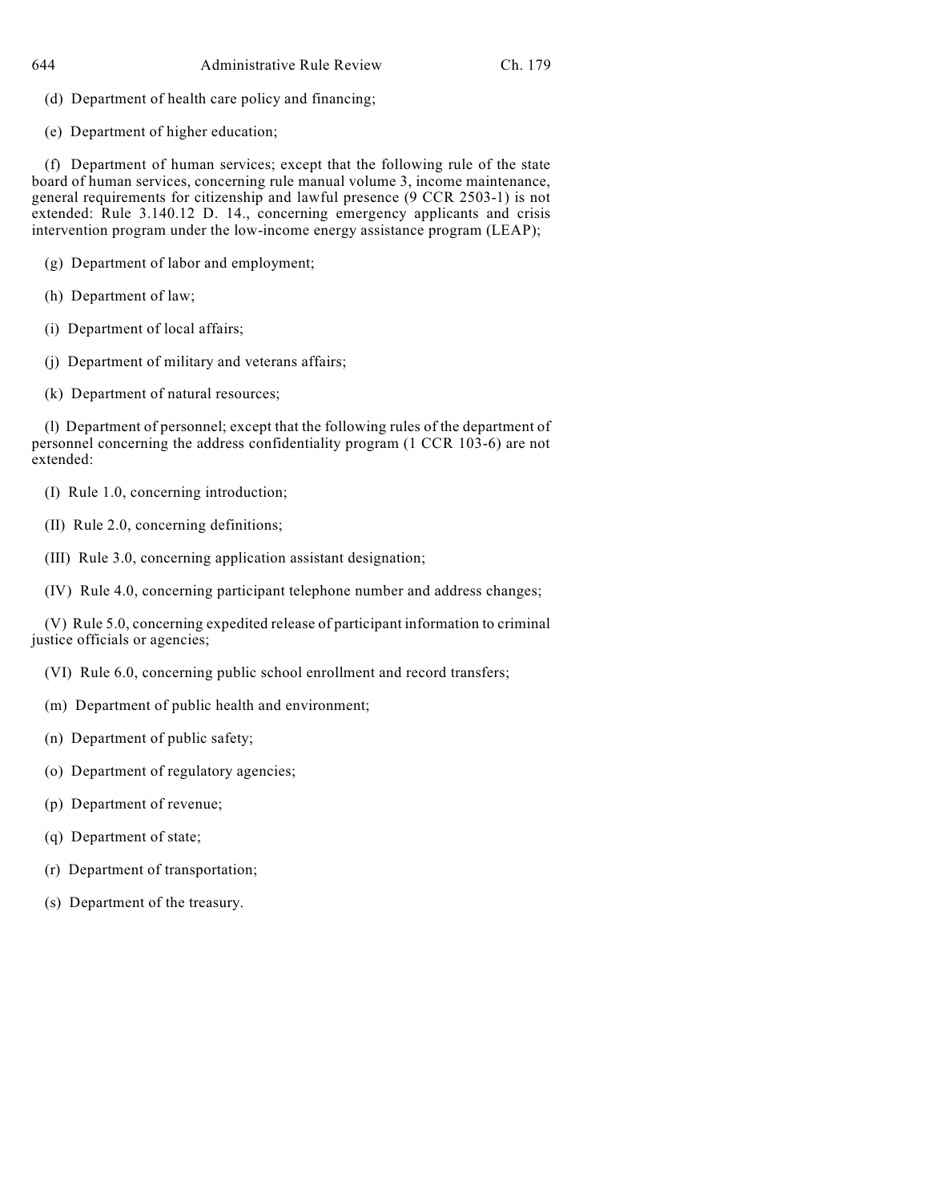(d) Department of health care policy and financing;

(e) Department of higher education;

(f) Department of human services; except that the following rule of the state board of human services, concerning rule manual volume 3, income maintenance, general requirements for citizenship and lawful presence (9 CCR 2503-1) is not extended: Rule 3.140.12 D. 14., concerning emergency applicants and crisis intervention program under the low-income energy assistance program (LEAP);

(g) Department of labor and employment;

(h) Department of law;

(i) Department of local affairs;

(j) Department of military and veterans affairs;

(k) Department of natural resources;

(l) Department of personnel; except that the following rules of the department of personnel concerning the address confidentiality program (1 CCR 103-6) are not extended:

(I) Rule 1.0, concerning introduction;

(II) Rule 2.0, concerning definitions;

(III) Rule 3.0, concerning application assistant designation;

(IV) Rule 4.0, concerning participant telephone number and address changes;

(V) Rule 5.0, concerning expedited release of participant information to criminal justice officials or agencies;

(VI) Rule 6.0, concerning public school enrollment and record transfers;

(m) Department of public health and environment;

(n) Department of public safety;

(o) Department of regulatory agencies;

(p) Department of revenue;

(q) Department of state;

(r) Department of transportation;

(s) Department of the treasury.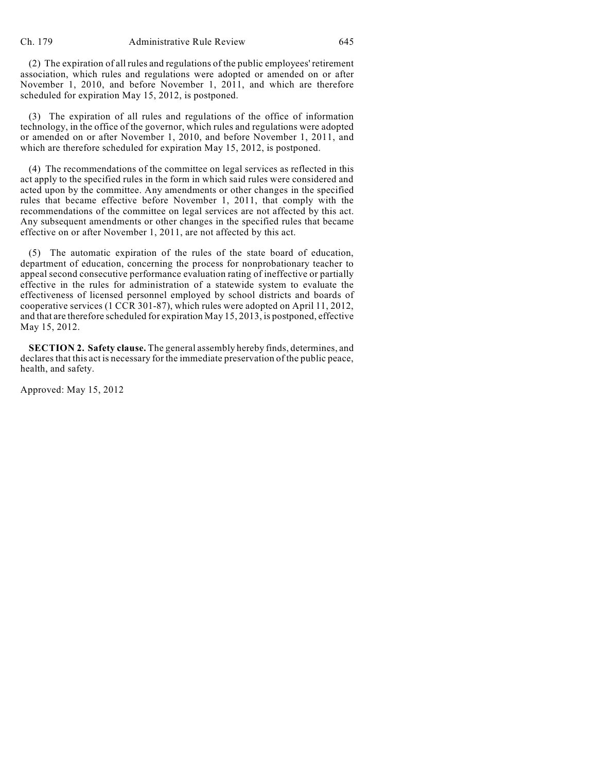(2) The expiration of all rules and regulations of the public employees' retirement association, which rules and regulations were adopted or amended on or after November 1, 2010, and before November 1, 2011, and which are therefore scheduled for expiration May 15, 2012, is postponed.

(3) The expiration of all rules and regulations of the office of information technology, in the office of the governor, which rules and regulations were adopted or amended on or after November 1, 2010, and before November 1, 2011, and which are therefore scheduled for expiration May 15, 2012, is postponed.

(4) The recommendations of the committee on legal services as reflected in this act apply to the specified rules in the form in which said rules were considered and acted upon by the committee. Any amendments or other changes in the specified rules that became effective before November 1, 2011, that comply with the recommendations of the committee on legal services are not affected by this act. Any subsequent amendments or other changes in the specified rules that became effective on or after November 1, 2011, are not affected by this act.

(5) The automatic expiration of the rules of the state board of education, department of education, concerning the process for nonprobationary teacher to appeal second consecutive performance evaluation rating of ineffective or partially effective in the rules for administration of a statewide system to evaluate the effectiveness of licensed personnel employed by school districts and boards of cooperative services (1 CCR 301-87), which rules were adopted on April 11, 2012, and that are therefore scheduled for expiration May 15, 2013, is postponed, effective May 15, 2012.

**SECTION 2. Safety clause.** The general assembly hereby finds, determines, and declares that this act is necessary for the immediate preservation of the public peace, health, and safety.

Approved: May 15, 2012